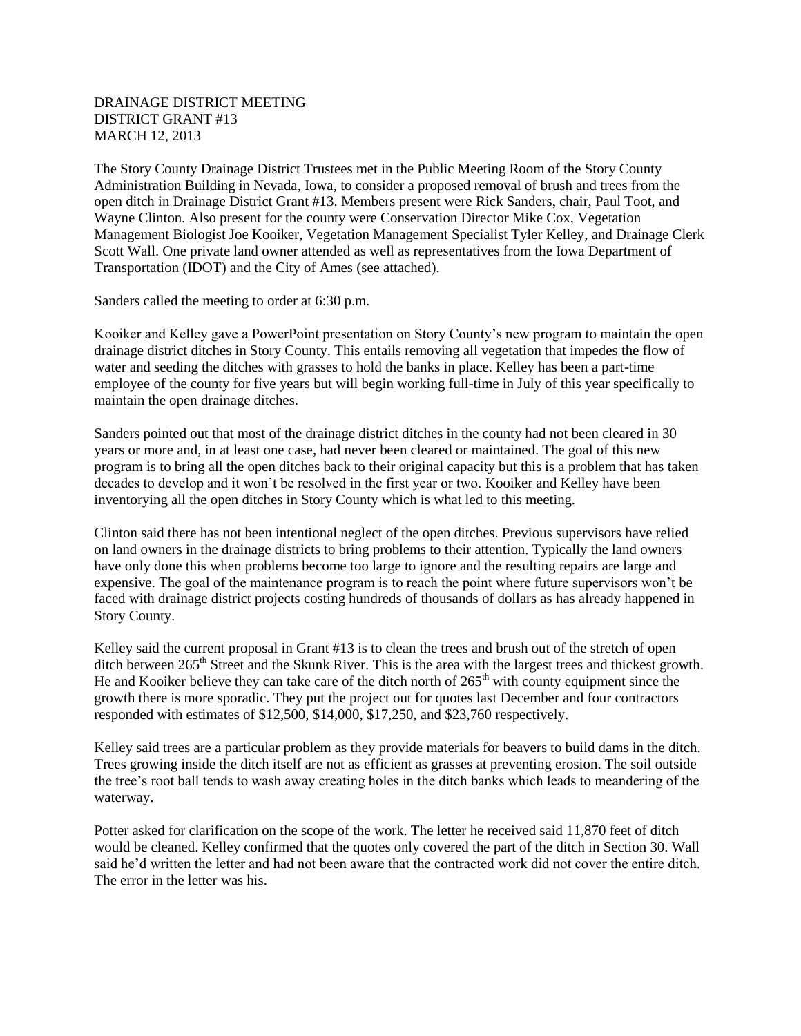DRAINAGE DISTRICT MEETING
DISTRICT GRANT #13
MARCH 12, 2013

The Story County Drainage District Trustees met in the Public Meeting Room of the Story County Administration Building in Nevada, Iowa, to consider a proposed removal of brush and trees from the open ditch in Drainage District Grant #13. Members present were Rick Sanders, chair, Paul Toot, and Wayne Clinton. Also present for the county were Conservation Director Mike Cox, Vegetation Management Biologist Joe Kooiker, Vegetation Management Specialist Tyler Kelley, and Drainage Clerk Scott Wall. One private land owner attended as well as representatives from the Iowa Department of Transportation (IDOT) and the City of Ames (see attached).

Sanders called the meeting to order at 6:30 p.m.

Kooiker and Kelley gave a PowerPoint presentation on Story County's new program to maintain the open drainage district ditches in Story County. This entails removing all vegetation that impedes the flow of water and seeding the ditches with grasses to hold the banks in place. Kelley has been a part-time employee of the county for five years but will begin working full-time in July of this year specifically to maintain the open drainage ditches.

Sanders pointed out that most of the drainage district ditches in the county had not been cleared in 30 years or more and, in at least one case, had never been cleared or maintained. The goal of this new program is to bring all the open ditches back to their original capacity but this is a problem that has taken decades to develop and it won't be resolved in the first year or two. Kooiker and Kelley have been inventorying all the open ditches in Story County which is what led to this meeting.

Clinton said there has not been intentional neglect of the open ditches. Previous supervisors have relied on land owners in the drainage districts to bring problems to their attention. Typically the land owners have only done this when problems become too large to ignore and the resulting repairs are large and expensive. The goal of the maintenance program is to reach the point where future supervisors won't be faced with drainage district projects costing hundreds of thousands of dollars as has already happened in Story County.

Kelley said the current proposal in Grant #13 is to clean the trees and brush out of the stretch of open ditch between 265th Street and the Skunk River. This is the area with the largest trees and thickest growth. He and Kooiker believe they can take care of the ditch north of 265th with county equipment since the growth there is more sporadic. They put the project out for quotes last December and four contractors responded with estimates of $12,500, $14,000, $17,250, and $23,760 respectively.

Kelley said trees are a particular problem as they provide materials for beavers to build dams in the ditch. Trees growing inside the ditch itself are not as efficient as grasses at preventing erosion. The soil outside the tree's root ball tends to wash away creating holes in the ditch banks which leads to meandering of the waterway.

Potter asked for clarification on the scope of the work. The letter he received said 11,870 feet of ditch would be cleaned. Kelley confirmed that the quotes only covered the part of the ditch in Section 30. Wall said he'd written the letter and had not been aware that the contracted work did not cover the entire ditch. The error in the letter was his.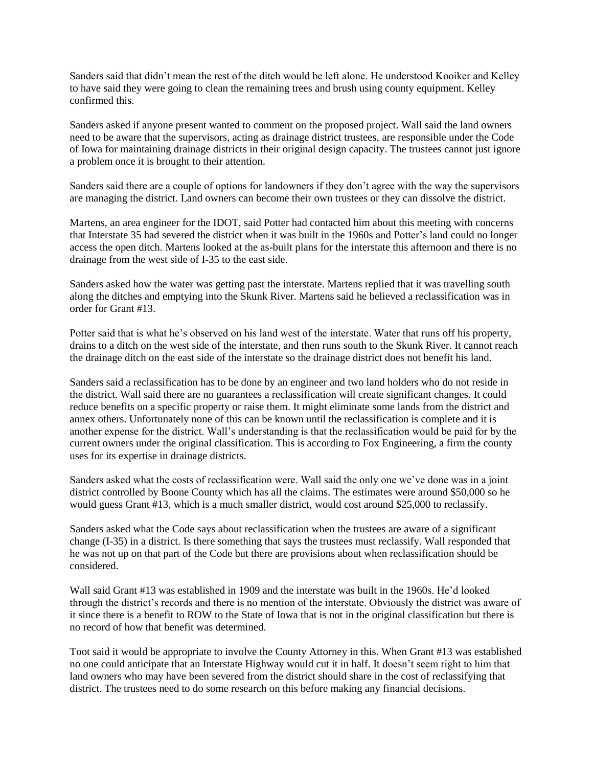Sanders said that didn't mean the rest of the ditch would be left alone. He understood Kooiker and Kelley to have said they were going to clean the remaining trees and brush using county equipment. Kelley confirmed this.

Sanders asked if anyone present wanted to comment on the proposed project. Wall said the land owners need to be aware that the supervisors, acting as drainage district trustees, are responsible under the Code of Iowa for maintaining drainage districts in their original design capacity. The trustees cannot just ignore a problem once it is brought to their attention.

Sanders said there are a couple of options for landowners if they don't agree with the way the supervisors are managing the district. Land owners can become their own trustees or they can dissolve the district.

Martens, an area engineer for the IDOT, said Potter had contacted him about this meeting with concerns that Interstate 35 had severed the district when it was built in the 1960s and Potter's land could no longer access the open ditch. Martens looked at the as-built plans for the interstate this afternoon and there is no drainage from the west side of I-35 to the east side.

Sanders asked how the water was getting past the interstate. Martens replied that it was travelling south along the ditches and emptying into the Skunk River. Martens said he believed a reclassification was in order for Grant #13.

Potter said that is what he's observed on his land west of the interstate. Water that runs off his property, drains to a ditch on the west side of the interstate, and then runs south to the Skunk River. It cannot reach the drainage ditch on the east side of the interstate so the drainage district does not benefit his land.

Sanders said a reclassification has to be done by an engineer and two land holders who do not reside in the district. Wall said there are no guarantees a reclassification will create significant changes. It could reduce benefits on a specific property or raise them. It might eliminate some lands from the district and annex others. Unfortunately none of this can be known until the reclassification is complete and it is another expense for the district. Wall's understanding is that the reclassification would be paid for by the current owners under the original classification. This is according to Fox Engineering, a firm the county uses for its expertise in drainage districts.

Sanders asked what the costs of reclassification were. Wall said the only one we've done was in a joint district controlled by Boone County which has all the claims. The estimates were around $50,000 so he would guess Grant #13, which is a much smaller district, would cost around $25,000 to reclassify.

Sanders asked what the Code says about reclassification when the trustees are aware of a significant change (I-35) in a district. Is there something that says the trustees must reclassify. Wall responded that he was not up on that part of the Code but there are provisions about when reclassification should be considered.

Wall said Grant #13 was established in 1909 and the interstate was built in the 1960s. He'd looked through the district's records and there is no mention of the interstate. Obviously the district was aware of it since there is a benefit to ROW to the State of Iowa that is not in the original classification but there is no record of how that benefit was determined.

Toot said it would be appropriate to involve the County Attorney in this. When Grant #13 was established no one could anticipate that an Interstate Highway would cut it in half. It doesn't seem right to him that land owners who may have been severed from the district should share in the cost of reclassifying that district. The trustees need to do some research on this before making any financial decisions.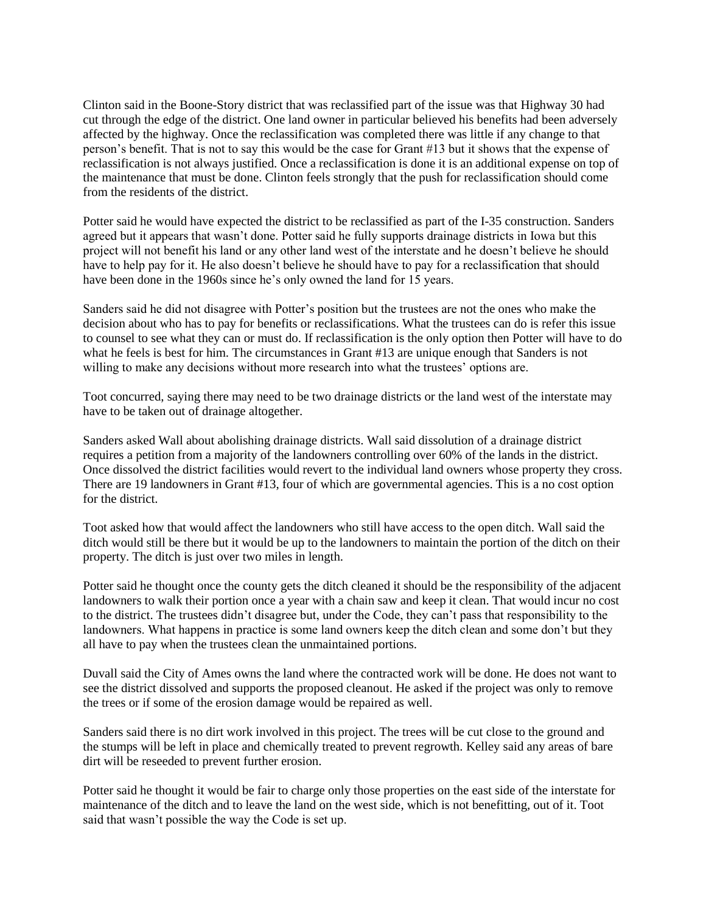Clinton said in the Boone-Story district that was reclassified part of the issue was that Highway 30 had cut through the edge of the district. One land owner in particular believed his benefits had been adversely affected by the highway. Once the reclassification was completed there was little if any change to that person's benefit. That is not to say this would be the case for Grant #13 but it shows that the expense of reclassification is not always justified. Once a reclassification is done it is an additional expense on top of the maintenance that must be done. Clinton feels strongly that the push for reclassification should come from the residents of the district.

Potter said he would have expected the district to be reclassified as part of the I-35 construction. Sanders agreed but it appears that wasn't done. Potter said he fully supports drainage districts in Iowa but this project will not benefit his land or any other land west of the interstate and he doesn't believe he should have to help pay for it. He also doesn't believe he should have to pay for a reclassification that should have been done in the 1960s since he's only owned the land for 15 years.

Sanders said he did not disagree with Potter's position but the trustees are not the ones who make the decision about who has to pay for benefits or reclassifications. What the trustees can do is refer this issue to counsel to see what they can or must do. If reclassification is the only option then Potter will have to do what he feels is best for him. The circumstances in Grant #13 are unique enough that Sanders is not willing to make any decisions without more research into what the trustees' options are.

Toot concurred, saying there may need to be two drainage districts or the land west of the interstate may have to be taken out of drainage altogether.

Sanders asked Wall about abolishing drainage districts. Wall said dissolution of a drainage district requires a petition from a majority of the landowners controlling over 60% of the lands in the district. Once dissolved the district facilities would revert to the individual land owners whose property they cross. There are 19 landowners in Grant #13, four of which are governmental agencies. This is a no cost option for the district.

Toot asked how that would affect the landowners who still have access to the open ditch. Wall said the ditch would still be there but it would be up to the landowners to maintain the portion of the ditch on their property. The ditch is just over two miles in length.

Potter said he thought once the county gets the ditch cleaned it should be the responsibility of the adjacent landowners to walk their portion once a year with a chain saw and keep it clean. That would incur no cost to the district. The trustees didn't disagree but, under the Code, they can't pass that responsibility to the landowners. What happens in practice is some land owners keep the ditch clean and some don't but they all have to pay when the trustees clean the unmaintained portions.

Duvall said the City of Ames owns the land where the contracted work will be done. He does not want to see the district dissolved and supports the proposed cleanout. He asked if the project was only to remove the trees or if some of the erosion damage would be repaired as well.

Sanders said there is no dirt work involved in this project. The trees will be cut close to the ground and the stumps will be left in place and chemically treated to prevent regrowth. Kelley said any areas of bare dirt will be reseeded to prevent further erosion.

Potter said he thought it would be fair to charge only those properties on the east side of the interstate for maintenance of the ditch and to leave the land on the west side, which is not benefitting, out of it. Toot said that wasn't possible the way the Code is set up.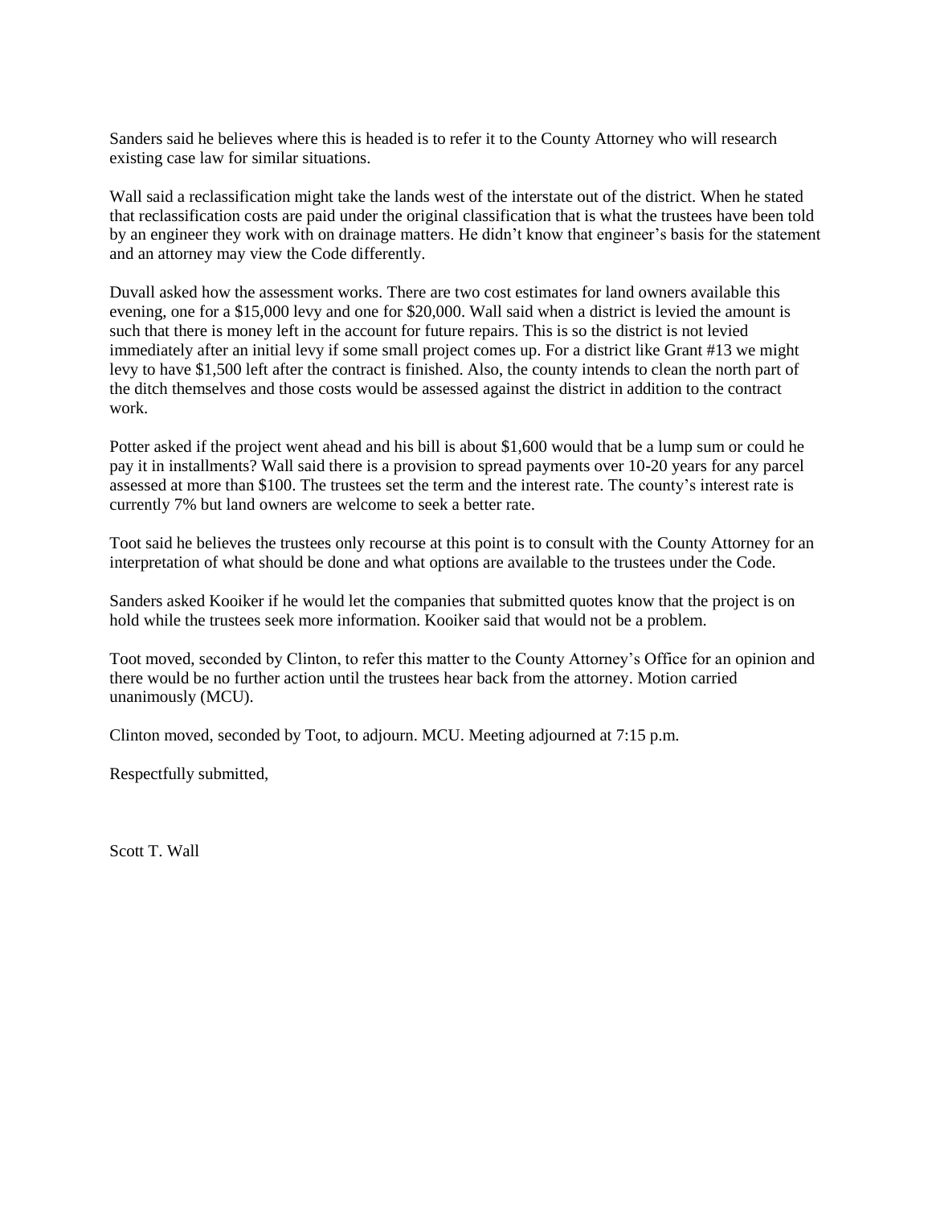Sanders said he believes where this is headed is to refer it to the County Attorney who will research existing case law for similar situations.

Wall said a reclassification might take the lands west of the interstate out of the district. When he stated that reclassification costs are paid under the original classification that is what the trustees have been told by an engineer they work with on drainage matters. He didn't know that engineer's basis for the statement and an attorney may view the Code differently.

Duvall asked how the assessment works. There are two cost estimates for land owners available this evening, one for a $15,000 levy and one for $20,000. Wall said when a district is levied the amount is such that there is money left in the account for future repairs. This is so the district is not levied immediately after an initial levy if some small project comes up. For a district like Grant #13 we might levy to have $1,500 left after the contract is finished. Also, the county intends to clean the north part of the ditch themselves and those costs would be assessed against the district in addition to the contract work.

Potter asked if the project went ahead and his bill is about $1,600 would that be a lump sum or could he pay it in installments? Wall said there is a provision to spread payments over 10-20 years for any parcel assessed at more than $100. The trustees set the term and the interest rate. The county's interest rate is currently 7% but land owners are welcome to seek a better rate.

Toot said he believes the trustees only recourse at this point is to consult with the County Attorney for an interpretation of what should be done and what options are available to the trustees under the Code.

Sanders asked Kooiker if he would let the companies that submitted quotes know that the project is on hold while the trustees seek more information. Kooiker said that would not be a problem.

Toot moved, seconded by Clinton, to refer this matter to the County Attorney's Office for an opinion and there would be no further action until the trustees hear back from the attorney. Motion carried unanimously (MCU).

Clinton moved, seconded by Toot, to adjourn. MCU. Meeting adjourned at 7:15 p.m.

Respectfully submitted,

Scott T. Wall